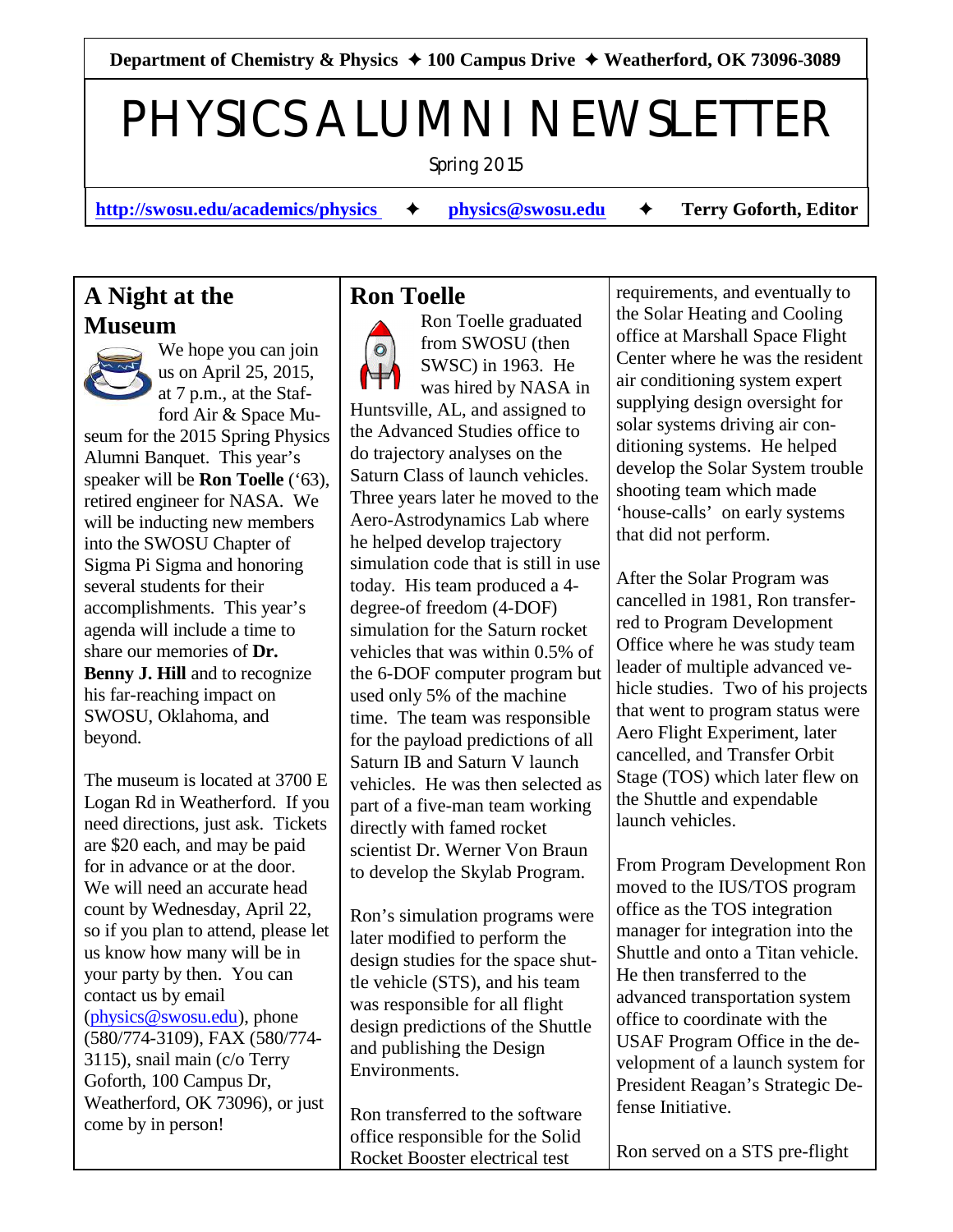**Department of Chemistry & Physics ✦ 100 Campus Drive ✦ Weatherford, OK 73096-3089**

# PHYSICS ALUMNI NEWSLETTER

Spring 2015

**http://swosu.edu/academics/physics** ✦ **physics@swosu.edu** ✦ **Terry Goforth, Editor**

## A Night at the Museum

We hope you can join us on April 25, 2015, at 7 p.m., at the Stafford Air & Space Museum for the 2015 Spring Physics Alumni Banquet. This year's speaker will be **Ron Toelle** ('63), retired engineer for NASA. We will be inducting new members into the SWOSU Chapter of Sigma Pi Sigma and honoring several students for their accomplishments. This year's agenda will include a time to share our memories of **Dr. Benny J. Hill** and to recognize his far-reaching impact on SWOSU, Oklahoma, and beyond.

The museum is located at 3700 E Logan Rd in Weatherford. If you need directions, just ask. Tickets are $20 each, and may be paid for in advance or at the door. We will need an accurate head count by Wednesday, April 22, so if you plan to attend, please let us know how many will be in your party by then. You can contact us by email (physics@swosu.edu), phone (580/774-3109), FAX (580/774-3115), snail main (c/o Terry Goforth, 100 Campus Dr, Weatherford, OK 73096), or just come by in person!

## Ron Toelle

Ron Toelle graduated from SWOSU (then SWSC) in 1963. He was hired by NASA in Huntsville, AL, and assigned to the Advanced Studies office to do trajectory analyses on the Saturn Class of launch vehicles. Three years later he moved to the Aero-Astrodynamics Lab where he helped develop trajectory simulation code that is still in use today. His team produced a 4-degree-of freedom (4-DOF) simulation for the Saturn rocket vehicles that was within 0.5% of the 6-DOF computer program but used only 5% of the machine time. The team was responsible for the payload predictions of all Saturn IB and Saturn V launch vehicles. He was then selected as part of a five-man team working directly with famed rocket scientist Dr. Werner Von Braun to develop the Skylab Program.

Ron's simulation programs were later modified to perform the design studies for the space shuttle vehicle (STS), and his team was responsible for all flight design predictions of the Shuttle and publishing the Design Environments.

Ron transferred to the software office responsible for the Solid Rocket Booster electrical test requirements, and eventually to the Solar Heating and Cooling office at Marshall Space Flight Center where he was the resident air conditioning system expert supplying design oversight for solar systems driving air conditioning systems. He helped develop the Solar System trouble shooting team which made 'house-calls' on early systems that did not perform.

After the Solar Program was cancelled in 1981, Ron transferred to Program Development Office where he was study team leader of multiple advanced vehicle studies. Two of his projects that went to program status were Aero Flight Experiment, later cancelled, and Transfer Orbit Stage (TOS) which later flew on the Shuttle and expendable launch vehicles.

From Program Development Ron moved to the IUS/TOS program office as the TOS integration manager for integration into the Shuttle and onto a Titan vehicle. He then transferred to the advanced transportation system office to coordinate with the USAF Program Office in the development of a launch system for President Reagan's Strategic Defense Initiative.

Ron served on a STS pre-flight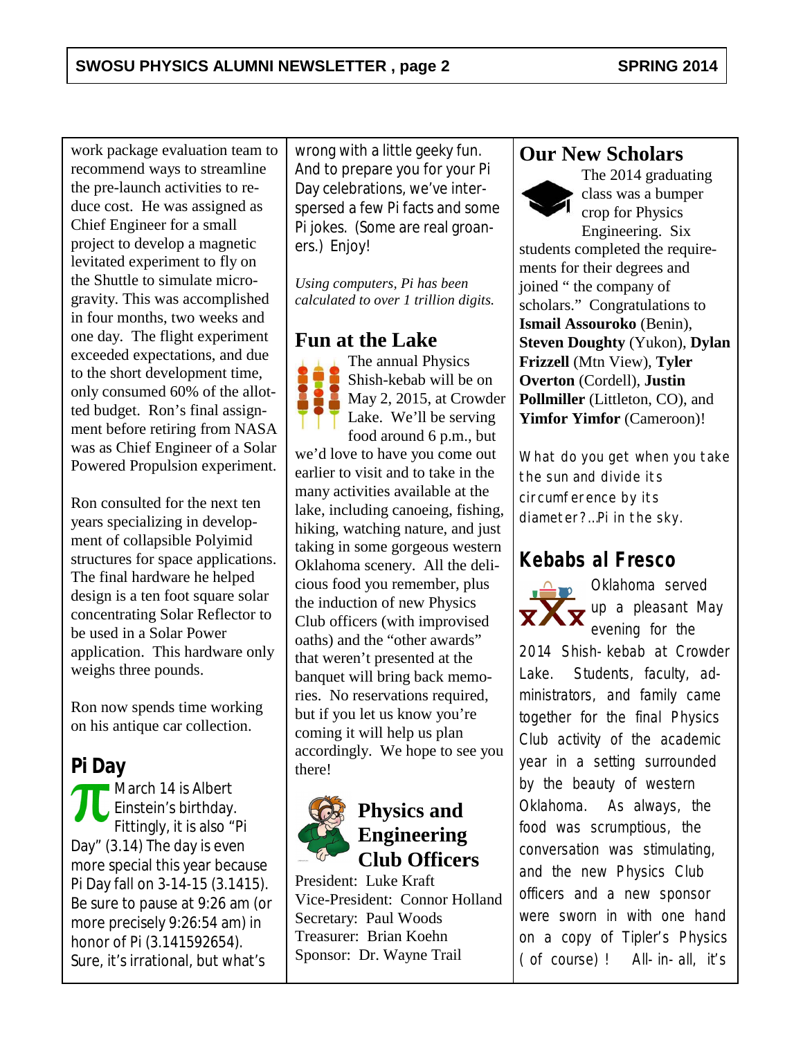work package evaluation team to recommend ways to streamline the pre-launch activities to reduce cost. He was assigned as Chief Engineer for a small project to develop a magnetic levitated experiment to fly on the Shuttle to simulate microgravity. This was accomplished in four months, two weeks and one day. The flight experiment exceeded expectations, and due to the short development time, only consumed 60% of the allotted budget. Ron's final assignment before retiring from NASA was as Chief Engineer of a Solar Powered Propulsion experiment.

Ron consulted for the next ten years specializing in development of collapsible Polyimid structures for space applications. The final hardware he helped design is a ten foot square solar concentrating Solar Reflector to be used in a Solar Power application. This hardware only weighs three pounds.

Ron now spends time working on his antique car collection.

## Pi Day

π March 14 is Albert Einstein's birthday. Fittingly, it is also "Pi Day" (3.14) The day is even more special this year because Pi Day fall on 3-14-15 (3.1415). Be sure to pause at 9:26 am (or more precisely 9:26:54 am) in honor of Pi (3.141592654). Sure, it's irrational, but what's wrong with a little geeky fun. And to prepare you for your Pi Day celebrations, we've interspersed a few Pi facts and some Pi jokes. (Some are real groaners.) Enjoy!

*Using computers, Pi has been calculated to over 1 trillion digits.*

## Fun at the Lake

The annual Physics Shish-kebab will be on May 2, 2015, at Crowder Lake. We'll be serving food around 6 p.m., but we'd love to have you come out earlier to visit and to take in the many activities available at the lake, including canoeing, fishing, hiking, watching nature, and just taking in some gorgeous western Oklahoma scenery. All the delicious food you remember, plus the induction of new Physics Club officers (with improvised oaths) and the "other awards" that weren't presented at the banquet will bring back memories. No reservations required, but if you let us know you're coming it will help us plan accordingly. We hope to see you there!

## Physics and Engineering Club Officers

President: Luke Kraft
Vice-President: Connor Holland
Secretary: Paul Woods
Treasurer: Brian Koehn
Sponsor: Dr. Wayne Trail

## Our New Scholars

The 2014 graduating class was a bumper crop for Physics Engineering. Six students completed the requirements for their degrees and joined " the company of scholars." Congratulations to **Ismail Assouroko** (Benin), **Steven Doughty** (Yukon), **Dylan Frizzell** (Mtn View), **Tyler Overton** (Cordell), **Justin Pollmiller** (Littleton, CO), and **Yimfor Yimfor** (Cameroon)!

What do you get when you take the sun and divide its circumference by its diameter?...Pi in the sky.

## Kebabs al Fresco

Oklahoma served up a pleasant May evening for the 2014 Shish-kebab at Crowder Lake. Students, faculty, administrators, and family came together for the final Physics Club activity of the academic year in a setting surrounded by the beauty of western Oklahoma. As always, the food was scrumptious, the conversation was stimulating, and the new Physics Club officers and a new sponsor were sworn in with one hand on a copy of Tipler's Physics (of course)! All-in-all, it's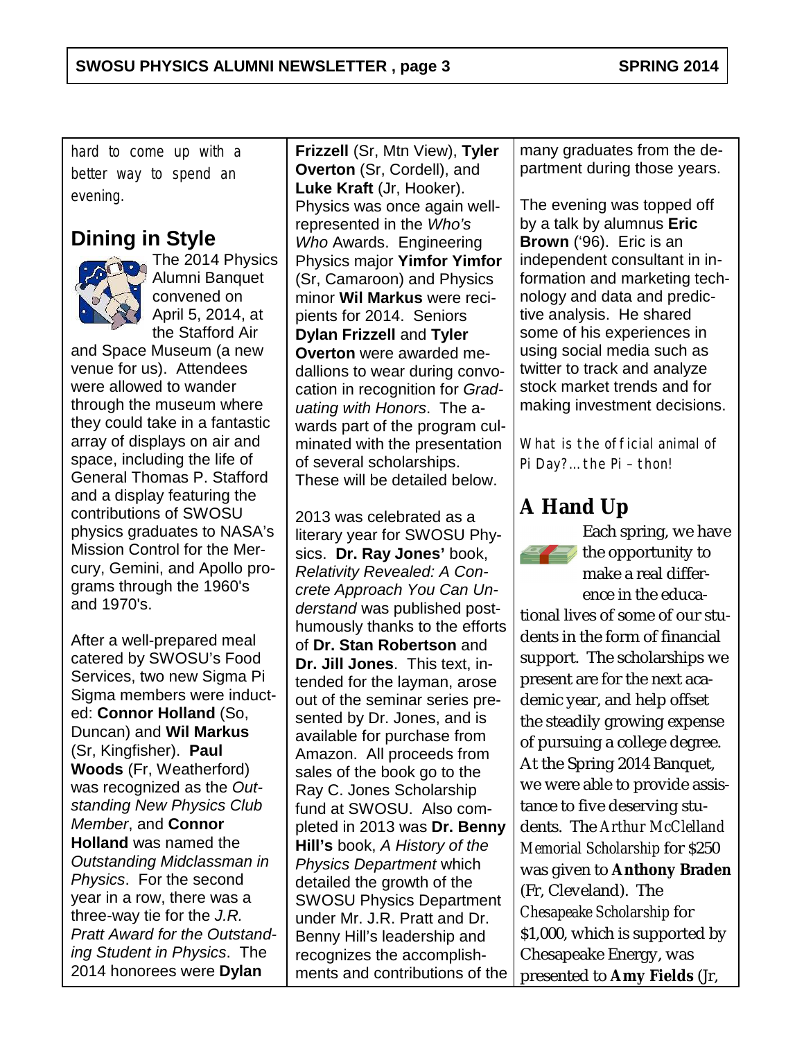hard to come up with a better way to spend an evening.

## Dining in Style

The 2014 Physics Alumni Banquet convened on April 5, 2014, at the Stafford Air and Space Museum (a new venue for us). Attendees were allowed to wander through the museum where they could take in a fantastic array of displays on air and space, including the life of General Thomas P. Stafford and a display featuring the contributions of SWOSU physics graduates to NASA's Mission Control for the Mercury, Gemini, and Apollo programs through the 1960's and 1970's.

After a well-prepared meal catered by SWOSU's Food Services, two new Sigma Pi Sigma members were inducted: **Connor Holland** (So, Duncan) and **Wil Markus** (Sr, Kingfisher). **Paul Woods** (Fr, Weatherford) was recognized as the *Outstanding New Physics Club Member*, and **Connor Holland** was named the *Outstanding Midclassman in Physics*. For the second year in a row, there was a three-way tie for the *J.R. Pratt Award for the Outstanding Student in Physics*. The 2014 honorees were **Dylan Frizzell** (Sr, Mtn View), **Tyler Overton** (Sr, Cordell), and **Luke Kraft** (Jr, Hooker). Physics was once again well-represented in the *Who's Who* Awards. Engineering Physics major **Yimfor Yimfor** (Sr, Camaroon) and Physics minor **Wil Markus** were recipients for 2014. Seniors **Dylan Frizzell** and **Tyler Overton** were awarded medallions to wear during convocation in recognition for *Graduating with Honors*. The awards part of the program culminated with the presentation of several scholarships. These will be detailed below.

2013 was celebrated as a literary year for SWOSU Physics. **Dr. Ray Jones'** book, *Relativity Revealed: A Concrete Approach You Can Understand* was published posthumously thanks to the efforts of **Dr. Stan Robertson** and **Dr. Jill Jones**. This text, intended for the layman, arose out of the seminar series presented by Dr. Jones, and is available for purchase from Amazon. All proceeds from sales of the book go to the Ray C. Jones Scholarship fund at SWOSU. Also completed in 2013 was **Dr. Benny Hill's** book, *A History of the Physics Department* which detailed the growth of the SWOSU Physics Department under Mr. J.R. Pratt and Dr. Benny Hill's leadership and recognizes the accomplishments and contributions of the many graduates from the department during those years.

The evening was topped off by a talk by alumnus **Eric Brown** ('96). Eric is an independent consultant in information and marketing technology and data and predictive analysis. He shared some of his experiences in using social media such as twitter to track and analyze stock market trends and for making investment decisions.

What is the official animal of Pi Day?...the Pi – thon!

## A Hand Up

Each spring, we have the opportunity to make a real difference in the educational lives of some of our students in the form of financial support. The scholarships we present are for the next academic year, and help offset the steadily growing expense of pursuing a college degree. At the Spring 2014 Banquet, we were able to provide assistance to five deserving students. The *Arthur McClelland Memorial Scholarship* for $250 was given to **Anthony Braden** (Fr, Cleveland). The *Chesapeake Scholarship* for $1,000, which is supported by Chesapeake Energy, was presented to **Amy Fields** (Jr,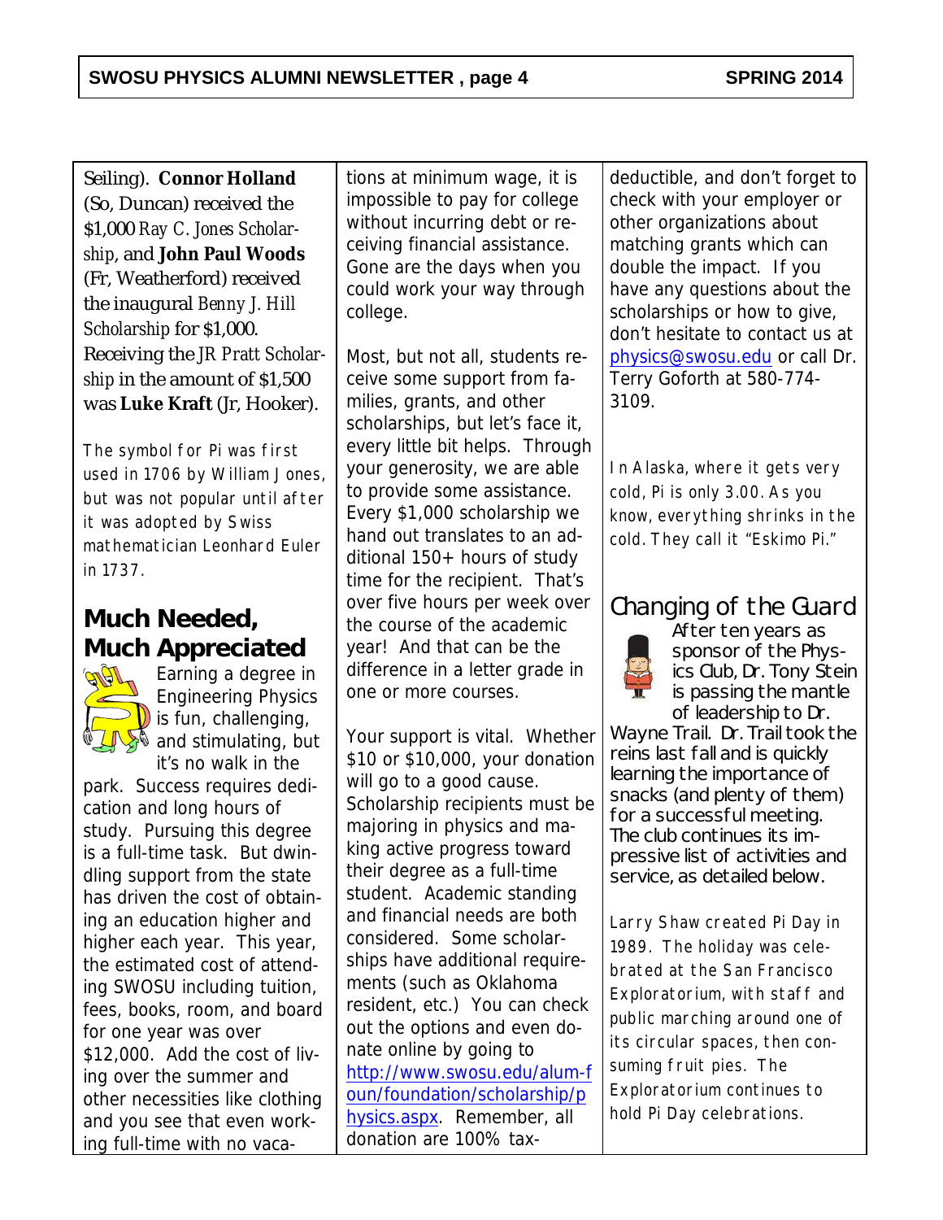Seiling). **Connor Holland** (So, Duncan) received the $1,000 *Ray C. Jones Scholarship*, and **John Paul Woods** (Fr, Weatherford) received the inaugural *Benny J. Hill Scholarship* for $1,000. Receiving the *JR Pratt Scholarship* in the amount of $1,500 was **Luke Kraft** (Jr, Hooker).

The symbol for Pi was first used in 1706 by William Jones, but was not popular until after it was adopted by Swiss mathematician Leonhard Euler in 1737.

## Much Needed, Much Appreciated

Earning a degree in Engineering Physics is fun, challenging, and stimulating, but it's no walk in the park. Success requires dedication and long hours of study. Pursuing this degree is a full-time task. But dwindling support from the state has driven the cost of obtaining an education higher and higher each year. This year, the estimated cost of attending SWOSU including tuition, fees, books, room, and board for one year was over $12,000. Add the cost of living over the summer and other necessities like clothing and you see that even working full-time with no vacations at minimum wage, it is impossible to pay for college without incurring debt or receiving financial assistance. Gone are the days when you could work your way through college.

Most, but not all, students receive some support from families, grants, and other scholarships, but let's face it, every little bit helps. Through your generosity, we are able to provide some assistance. Every $1,000 scholarship we hand out translates to an additional 150+ hours of study time for the recipient. That's over five hours per week over the course of the academic year! And that can be the difference in a letter grade in one or more courses.

Your support is vital. Whether $10 or $10,000, your donation will go to a good cause. Scholarship recipients must be majoring in physics and making active progress toward their degree as a full-time student. Academic standing and financial needs are both considered. Some scholarships have additional requirements (such as Oklahoma resident, etc.) You can check out the options and even donate online by going to http://www.swosu.edu/alum-foun/foundation/scholarship/physics.aspx. Remember, all donation are 100% tax-deductible, and don't forget to check with your employer or other organizations about matching grants which can double the impact. If you have any questions about the scholarships or how to give, don't hesitate to contact us at physics@swosu.edu or call Dr. Terry Goforth at 580-774-3109.

In Alaska, where it gets very cold, Pi is only 3.00. As you know, everything shrinks in the cold. They call it "Eskimo Pi."

## Changing of the Guard

After ten years as sponsor of the Physics Club, Dr. Tony Stein is passing the mantle of leadership to Dr. Wayne Trail. Dr. Trail took the reins last fall and is quickly learning the importance of snacks (and plenty of them) for a successful meeting. The club continues its impressive list of activities and service, as detailed below.

Larry Shaw created Pi Day in 1989. The holiday was celebrated at the San Francisco Exploratorium, with staff and public marching around one of its circular spaces, then consuming fruit pies. The Exploratorium continues to hold Pi Day celebrations.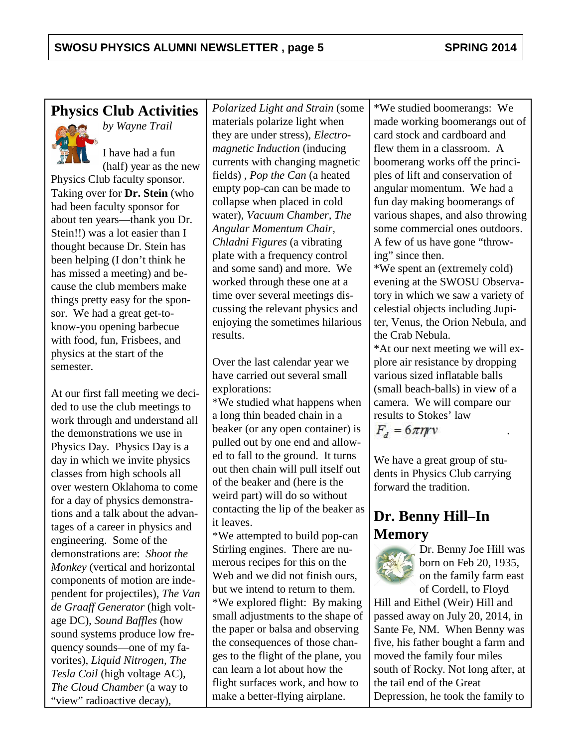## Physics Club Activities

*by Wayne Trail*

I have had a fun (half) year as the new Physics Club faculty sponsor. Taking over for **Dr. Stein** (who had been faculty sponsor for about ten years—thank you Dr. Stein!!) was a lot easier than I thought because Dr. Stein has been helping (I don't think he has missed a meeting) and because the club members make things pretty easy for the sponsor. We had a great get-to-know-you opening barbecue with food, fun, Frisbees, and physics at the start of the semester.

At our first fall meeting we decided to use the club meetings to work through and understand all the demonstrations we use in Physics Day. Physics Day is a day in which we invite physics classes from high schools all over western Oklahoma to come for a day of physics demonstrations and a talk about the advantages of a career in physics and engineering. Some of the demonstrations are: *Shoot the Monkey* (vertical and horizontal components of motion are independent for projectiles), *The Van de Graaff Generator* (high voltage DC), *Sound Baffles* (how sound systems produce low frequency sounds—one of my favorites), *Liquid Nitrogen, The Tesla Coil* (high voltage AC), *The Cloud Chamber* (a way to "view" radioactive decay), *Polarized Light and Strain* (some materials polarize light when they are under stress), *Electromagnetic Induction* (inducing currents with changing magnetic fields) , *Pop the Can* (a heated empty pop-can can be made to collapse when placed in cold water), *Vacuum Chamber, The Angular Momentum Chair, Chladni Figures* (a vibrating plate with a frequency control and some sand) and more. We worked through these one at a time over several meetings discussing the relevant physics and enjoying the sometimes hilarious results.

Over the last calendar year we have carried out several small explorations:

*We studied what happens when a long thin beaded chain in a beaker (or any open container) is pulled out by one end and allowed to fall to the ground. It turns out then chain will pull itself out of the beaker and (here is the weird part) will do so without contacting the lip of the beaker as it leaves.

*We attempted to build pop-can Stirling engines. There are numerous recipes for this on the Web and we did not finish ours, but we intend to return to them.

*We explored flight: By making small adjustments to the shape of the paper or balsa and observing the consequences of those changes to the flight of the plane, you can learn a lot about how the flight surfaces work, and how to make a better-flying airplane.

*We studied boomerangs: We made working boomerangs out of card stock and cardboard and flew them in a classroom. A boomerang works off the principles of lift and conservation of angular momentum. We had a fun day making boomerangs of various shapes, and also throwing some commercial ones outdoors. A few of us have gone "throwing" since then.

*We spent an (extremely cold) evening at the SWOSU Observatory in which we saw a variety of celestial objects including Jupiter, Venus, the Orion Nebula, and the Crab Nebula.

*At our next meeting we will explore air resistance by dropping various sized inflatable balls (small beach-balls) in view of a camera. We will compare our results to Stokes' law

$$F_d = 6\pi\eta r v$$

We have a great group of students in Physics Club carrying forward the tradition.

## Dr. Benny Hill–In Memory

Dr. Benny Joe Hill was born on Feb 20, 1935, on the family farm east of Cordell, to Floyd Hill and Eithel (Weir) Hill and passed away on July 20, 2014, in Sante Fe, NM. When Benny was five, his father bought a farm and moved the family four miles south of Rocky. Not long after, at the tail end of the Great Depression, he took the family to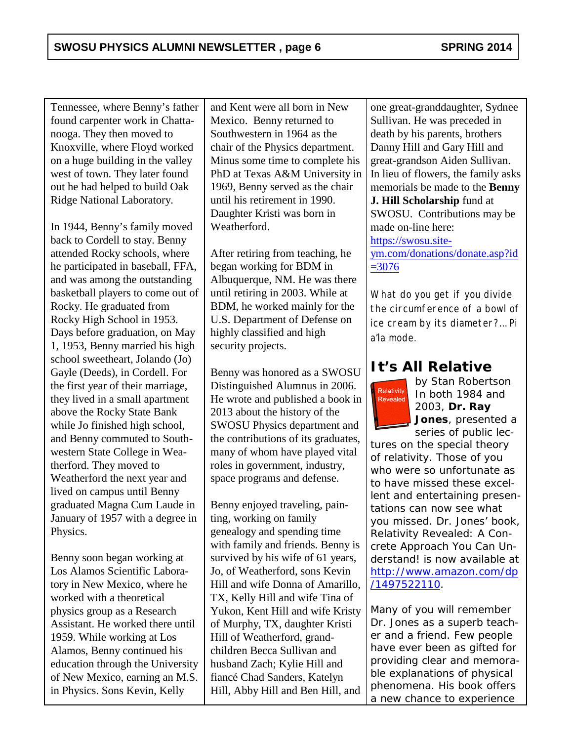Tennessee, where Benny's father found carpenter work in Chattanooga. They then moved to Knoxville, where Floyd worked on a huge building in the valley west of town. They later found out he had helped to build Oak Ridge National Laboratory.

In 1944, Benny's family moved back to Cordell to stay. Benny attended Rocky schools, where he participated in baseball, FFA, and was among the outstanding basketball players to come out of Rocky. He graduated from Rocky High School in 1953. Days before graduation, on May 1, 1953, Benny married his high school sweetheart, Jolando (Jo) Gayle (Deeds), in Cordell. For the first year of their marriage, they lived in a small apartment above the Rocky State Bank while Jo finished high school, and Benny commuted to Southwestern State College in Weatherford. They moved to Weatherford the next year and lived on campus until Benny graduated Magna Cum Laude in January of 1957 with a degree in Physics.

Benny soon began working at Los Alamos Scientific Laboratory in New Mexico, where he worked with a theoretical physics group as a Research Assistant. He worked there until 1959. While working at Los Alamos, Benny continued his education through the University of New Mexico, earning an M.S. in Physics. Sons Kevin, Kelly and Kent were all born in New Mexico. Benny returned to Southwestern in 1964 as the chair of the Physics department. Minus some time to complete his PhD at Texas A&M University in 1969, Benny served as the chair until his retirement in 1990. Daughter Kristi was born in Weatherford.

After retiring from teaching, he began working for BDM in Albuquerque, NM. He was there until retiring in 2003. While at BDM, he worked mainly for the U.S. Department of Defense on highly classified and high security projects.

Benny was honored as a SWOSU Distinguished Alumnus in 2006. He wrote and published a book in 2013 about the history of the SWOSU Physics department and the contributions of its graduates, many of whom have played vital roles in government, industry, space programs and defense.

Benny enjoyed traveling, painting, working on family genealogy and spending time with family and friends. Benny is survived by his wife of 61 years, Jo, of Weatherford, sons Kevin Hill and wife Donna of Amarillo, TX, Kelly Hill and wife Tina of Yukon, Kent Hill and wife Kristy of Murphy, TX, daughter Kristi Hill of Weatherford, grandchildren Becca Sullivan and husband Zach; Kylie Hill and fiancé Chad Sanders, Katelyn Hill, Abby Hill and Ben Hill, and one great-granddaughter, Sydnee Sullivan. He was preceded in death by his parents, brothers Danny Hill and Gary Hill and great-grandson Aiden Sullivan. In lieu of flowers, the family asks memorials be made to the **Benny J. Hill Scholarship** fund at SWOSU. Contributions may be made on-line here: https://swosu.site-ym.com/donations/donate.asp?id=3076

*What do you get if you divide the circumference of a bowl of ice cream by its diameter?...Pi a'la mode.*

## It's All Relative

by Stan Robertson

In both 1984 and 2003, **Dr. Ray Jones**, presented a series of public lectures on the special theory of relativity. Those of you who were so unfortunate as to have missed these excellent and entertaining presentations can now see what you missed. Dr. Jones' book, Relativity Revealed: A Concrete Approach You Can Understand! is now available at http://www.amazon.com/dp/1497522110.

Many of you will remember Dr. Jones as a superb teacher and a friend. Few people have ever been as gifted for providing clear and memorable explanations of physical phenomena. His book offers a new chance to experience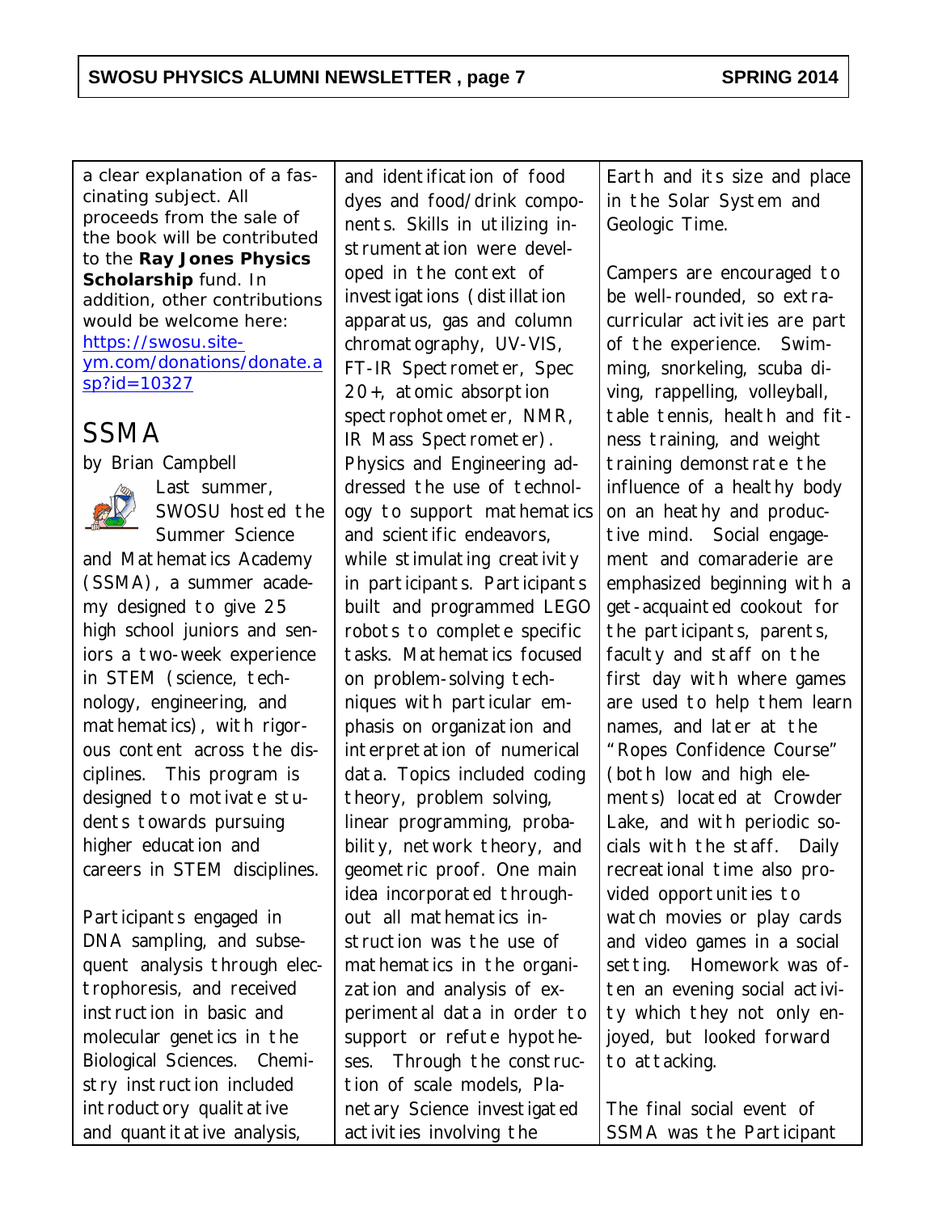a clear explanation of a fascinating subject. All proceeds from the sale of the book will be contributed to the **Ray Jones Physics Scholarship** fund. In addition, other contributions would be welcome here: [https://swosu.site-ym.com/donations/donate.asp?id=10327](https://swosu.site-ym.com/donations/donate.asp?id=10327)

## SSMA

by Brian Campbell

Last summer, SWOSU hosted the Summer Science and Mathematics Academy (SSMA), a summer academy designed to give 25 high school juniors and seniors a two-week experience in STEM (science, technology, engineering, and mathematics), with rigorous content across the disciplines. This program is designed to motivate students towards pursuing higher education and careers in STEM disciplines.

Participants engaged in DNA sampling, and subsequent analysis through electrophoresis, and received instruction in basic and molecular genetics in the Biological Sciences. Chemistry instruction included introductory qualitative and quantitative analysis, and identification of food dyes and food/drink components. Skills in utilizing instrumentation were developed in the context of investigations (distillation apparatus, gas and column chromatography, UV-VIS, FT-IR Spectrometer, Spec 20+, atomic absorption spectrophotometer, NMR, IR Mass Spectrometer). Physics and Engineering addressed the use of technology to support mathematics and scientific endeavors, while stimulating creativity in participants. Participants built and programmed LEGO robots to complete specific tasks. Mathematics focused on problem-solving techniques with particular emphasis on organization and interpretation of numerical data. Topics included coding theory, problem solving, linear programming, probability, network theory, and geometric proof. One main idea incorporated throughout all mathematics instruction was the use of mathematics in the organization and analysis of experimental data in order to support or refute hypotheses. Through the construction of scale models, Planetary Science investigated activities involving the Earth and its size and place in the Solar System and Geologic Time.

Campers are encouraged to be well-rounded, so extracurricular activities are part of the experience. Swimming, snorkeling, scuba diving, rappelling, volleyball, table tennis, health and fitness training, and weight training demonstrate the influence of a healthy body on an heathy and productive mind. Social engagement and comaraderie are emphasized beginning with a get-acquainted cookout for the participants, parents, faculty and staff on the first day with where games are used to help them learn names, and later at the "Ropes Confidence Course" (both low and high elements) located at Crowder Lake, and with periodic socials with the staff. Daily recreational time also provided opportunities to watch movies or play cards and video games in a social setting. Homework was often an evening social activity which they not only enjoyed, but looked forward to attacking.

The final social event of SSMA was the Participant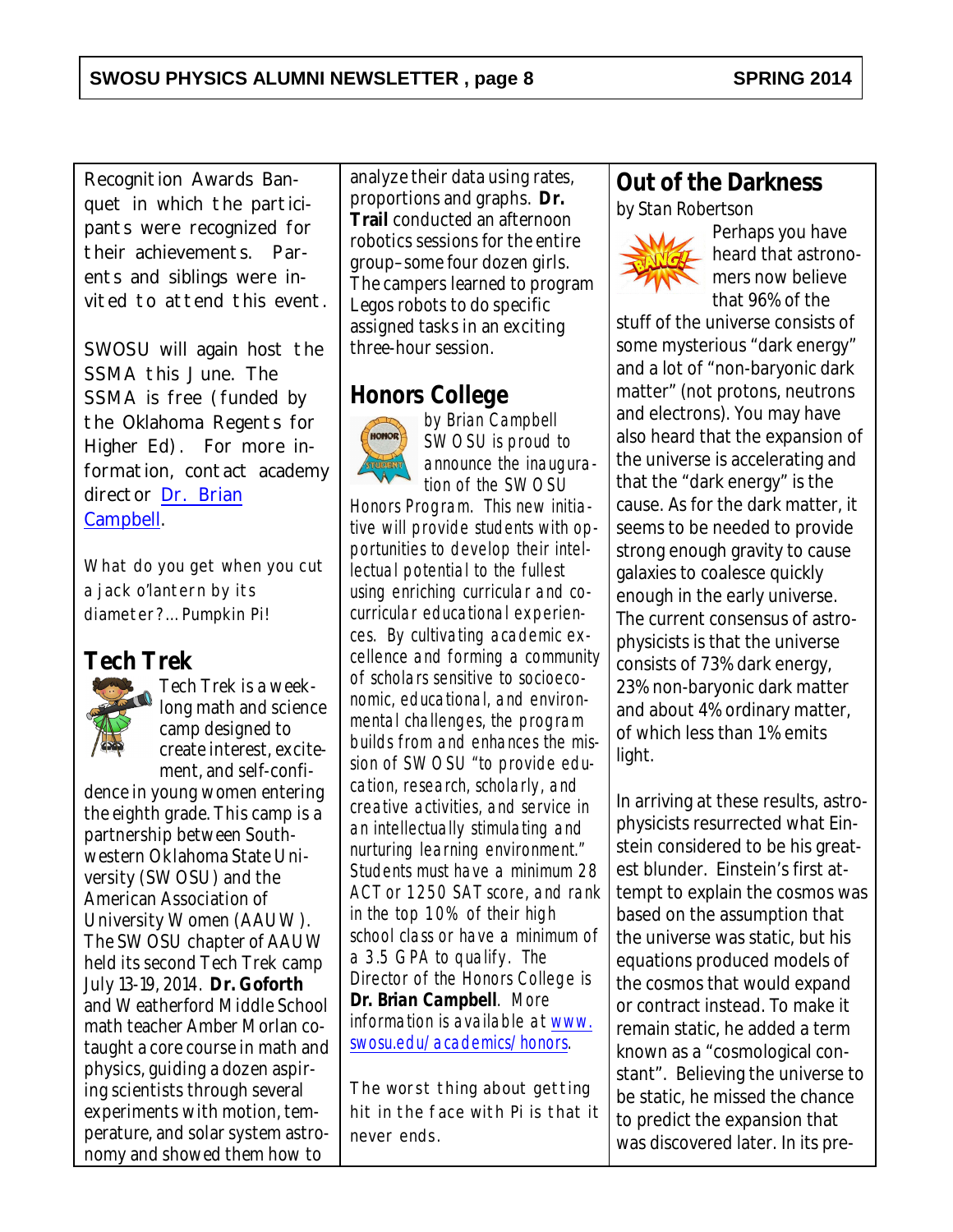Recognition Awards Banquet in which the participants were recognized for their achievements. Parents and siblings were invited to attend this event.

SWOSU will again host the SSMA this June. The SSMA is free (funded by the Oklahoma Regents for Higher Ed). For more information, contact academy director [Dr. Brian Campbell](#).

What do you get when you cut a jack o'lantern by its diameter?...Pumpkin Pi!

## Tech Trek

Tech Trek is a week-long math and science camp designed to create interest, excitement, and self-confidence in young women entering the eighth grade. This camp is a partnership between Southwestern Oklahoma State University (SWOSU) and the American Association of University Women (AAUW). The SWOSU chapter of AAUW held its second Tech Trek camp July 13-19, 2014. **Dr. Goforth** and Weatherford Middle School math teacher Amber Morlan co-taught a core course in math and physics, guiding a dozen aspiring scientists through several experiments with motion, temperature, and solar system astronomy and showed them how to analyze their data using rates, proportions and graphs. **Dr. Trail** conducted an afternoon robotics sessions for the entire group–some four dozen girls. The campers learned to program Legos robots to do specific assigned tasks in an exciting three-hour session.

## Honors College

*by Brian Campbell*

SWOSU is proud to announce the inauguration of the SWOSU Honors Program. This new initiative will provide students with opportunities to develop their intellectual potential to the fullest using enriching curricular and co-curricular educational experiences. By cultivating academic excellence and forming a community of scholars sensitive to socioeconomic, educational, and environmental challenges, the program builds from and enhances the mission of SWOSU "to provide education, research, scholarly, and creative activities, and service in an intellectually stimulating and nurturing learning environment." Students must have a minimum 28 ACT or 1250 SAT score, and rank in the top 10% of their high school class or have a minimum of a 3.5 GPA to qualify. The Director of the Honors College is **Dr. Brian Campbell**. More information is available at [www.swosu.edu/academics/honors](www.swosu.edu/academics/honors).

The worst thing about getting hit in the face with Pi is that it never ends.

## Out of the Darkness

*by Stan Robertson*

Perhaps you have heard that astronomers now believe that 96% of the stuff of the universe consists of some mysterious "dark energy" and a lot of "non-baryonic dark matter" (not protons, neutrons and electrons). You may have also heard that the expansion of the universe is accelerating and that the "dark energy" is the cause. As for the dark matter, it seems to be needed to provide strong enough gravity to cause galaxies to coalesce quickly enough in the early universe. The current consensus of astrophysicists is that the universe consists of 73% dark energy, 23% non-baryonic dark matter and about 4% ordinary matter, of which less than 1% emits light.

In arriving at these results, astrophysicists resurrected what Einstein considered to be his greatest blunder. Einstein's first attempt to explain the cosmos was based on the assumption that the universe was static, but his equations produced models of the cosmos that would expand or contract instead. To make it remain static, he added a term known as a "cosmological constant". Believing the universe to be static, he missed the chance to predict the expansion that was discovered later. In its pre-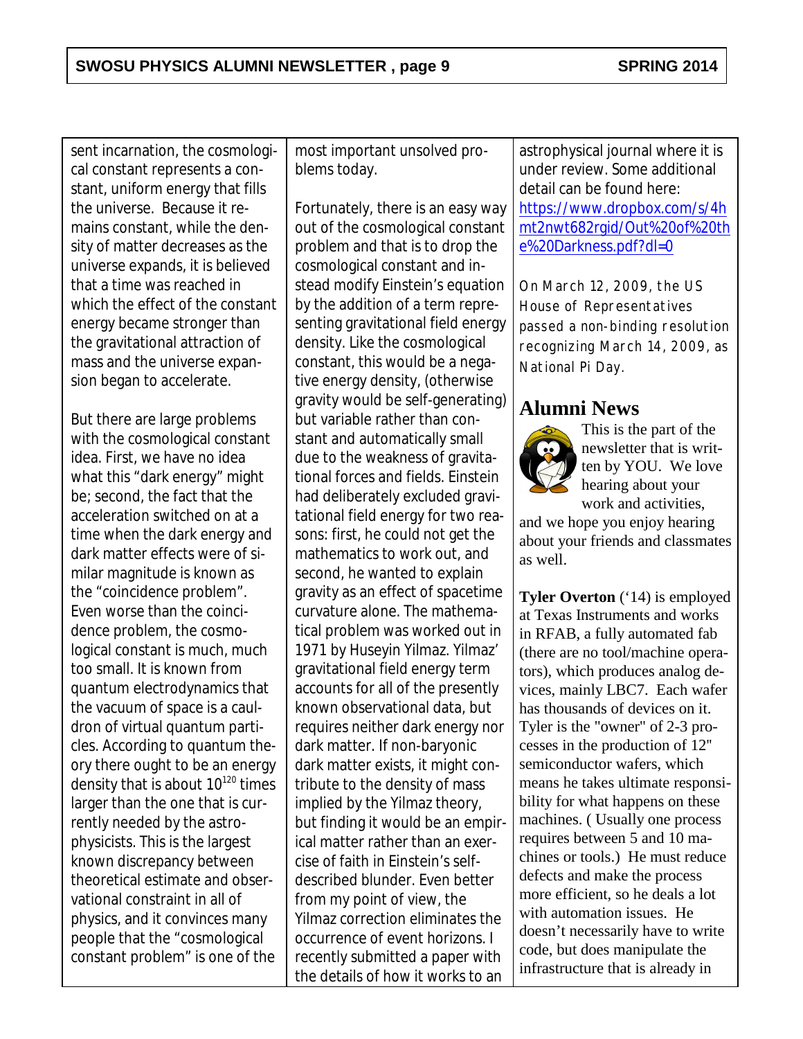sent incarnation, the cosmological constant represents a constant, uniform energy that fills the universe. Because it remains constant, while the density of matter decreases as the universe expands, it is believed that a time was reached in which the effect of the constant energy became stronger than the gravitational attraction of mass and the universe expansion began to accelerate.

But there are large problems with the cosmological constant idea. First, we have no idea what this "dark energy" might be; second, the fact that the acceleration switched on at a time when the dark energy and dark matter effects were of similar magnitude is known as the "coincidence problem". Even worse than the coincidence problem, the cosmological constant is much, much too small. It is known from quantum electrodynamics that the vacuum of space is a cauldron of virtual quantum particles. According to quantum theory there ought to be an energy density that is about $10^{120}$ times larger than the one that is currently needed by the astrophysicists. This is the largest known discrepancy between theoretical estimate and observational constraint in all of physics, and it convinces many people that the "cosmological constant problem" is one of the most important unsolved problems today.

Fortunately, there is an easy way out of the cosmological constant problem and that is to drop the cosmological constant and instead modify Einstein's equation by the addition of a term representing gravitational field energy density. Like the cosmological constant, this would be a negative energy density, (otherwise gravity would be self-generating) but variable rather than constant and automatically small due to the weakness of gravitational forces and fields. Einstein had deliberately excluded gravitational field energy for two reasons: first, he could not get the mathematics to work out, and second, he wanted to explain gravity as an effect of spacetime curvature alone. The mathematical problem was worked out in 1971 by Huseyin Yilmaz. Yilmaz' gravitational field energy term accounts for all of the presently known observational data, but requires neither dark energy nor dark matter. If non-baryonic dark matter exists, it might contribute to the density of mass implied by the Yilmaz theory, but finding it would be an empirical matter rather than an exercise of faith in Einstein's self-described blunder. Even better from my point of view, the Yilmaz correction eliminates the occurrence of event horizons. I recently submitted a paper with the details of how it works to an astrophysical journal where it is under review. Some additional detail can be found here: https://www.dropbox.com/s/4hmt2nwt682rgid/Out%20of%20the%20Darkness.pdf?dl=0

On March 12, 2009, the US House of Representatives passed a non-binding resolution recognizing March 14, 2009, as National Pi Day.

## Alumni News

This is the part of the newsletter that is written by YOU. We love hearing about your work and activities, and we hope you enjoy hearing about your friends and classmates as well.

**Tyler Overton** ('14) is employed at Texas Instruments and works in RFAB, a fully automated fab (there are no tool/machine operators), which produces analog devices, mainly LBC7. Each wafer has thousands of devices on it. Tyler is the "owner" of 2-3 processes in the production of 12" semiconductor wafers, which means he takes ultimate responsibility for what happens on these machines. ( Usually one process requires between 5 and 10 machines or tools.) He must reduce defects and make the process more efficient, so he deals a lot with automation issues. He doesn't necessarily have to write code, but does manipulate the infrastructure that is already in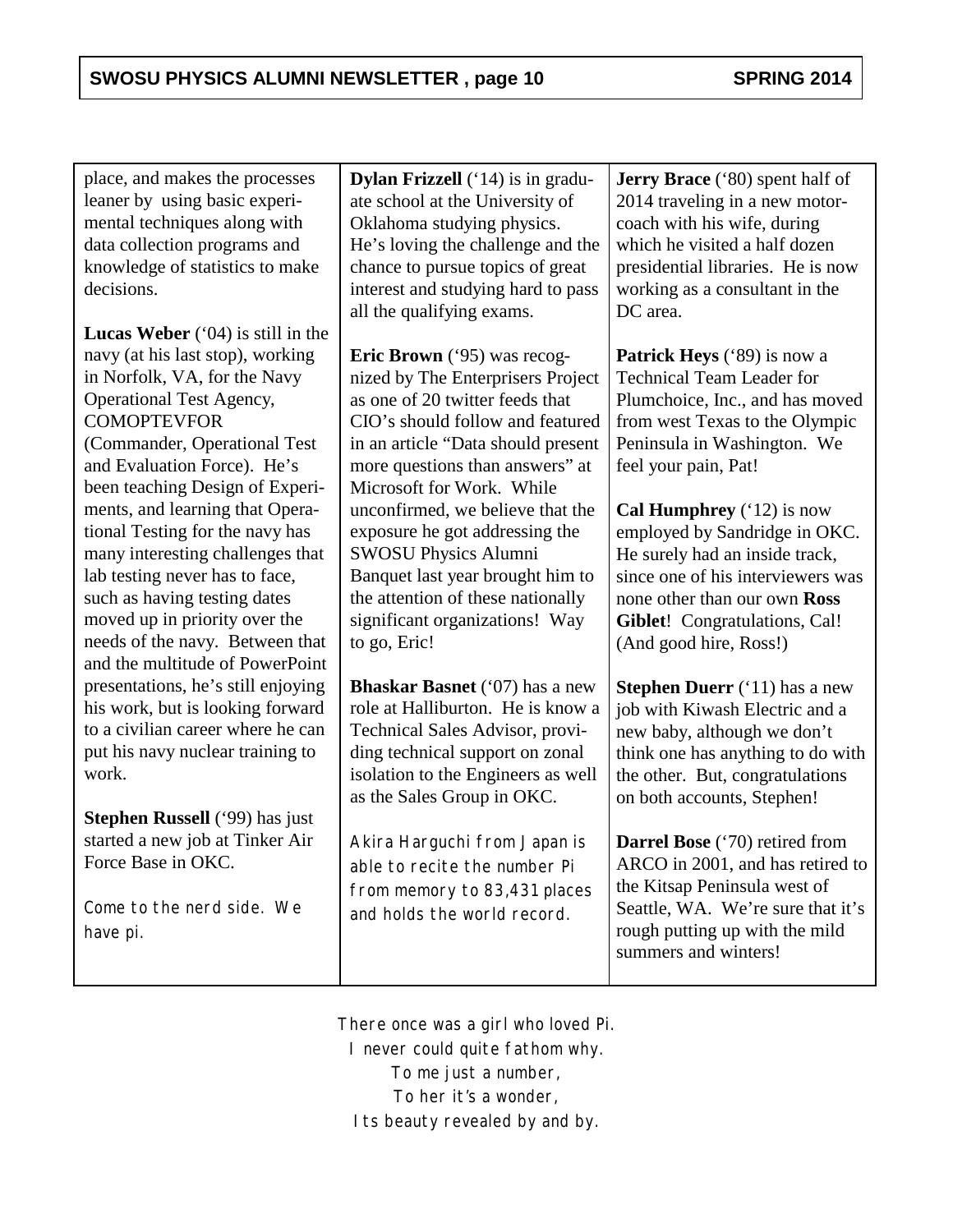place, and makes the processes leaner by using basic experimental techniques along with data collection programs and knowledge of statistics to make decisions.

**Lucas Weber** ('04) is still in the navy (at his last stop), working in Norfolk, VA, for the Navy Operational Test Agency, COMOPTEVFOR (Commander, Operational Test and Evaluation Force). He's been teaching Design of Experiments, and learning that Operational Testing for the navy has many interesting challenges that lab testing never has to face, such as having testing dates moved up in priority over the needs of the navy. Between that and the multitude of PowerPoint presentations, he's still enjoying his work, but is looking forward to a civilian career where he can put his navy nuclear training to work.

**Stephen Russell** ('99) has just started a new job at Tinker Air Force Base in OKC.

*Come to the nerd side. We have pi.*

**Dylan Frizzell** ('14) is in graduate school at the University of Oklahoma studying physics. He's loving the challenge and the chance to pursue topics of great interest and studying hard to pass all the qualifying exams.

**Eric Brown** ('95) was recognized by The Enterprisers Project as one of 20 twitter feeds that CIO's should follow and featured in an article "Data should present more questions than answers" at Microsoft for Work. While unconfirmed, we believe that the exposure he got addressing the SWOSU Physics Alumni Banquet last year brought him to the attention of these nationally significant organizations! Way to go, Eric!

**Bhaskar Basnet** ('07) has a new role at Halliburton. He is know a Technical Sales Advisor, providing technical support on zonal isolation to the Engineers as well as the Sales Group in OKC.

*Akira Harguchi from Japan is able to recite the number Pi from memory to 83,431 places and holds the world record.*

**Jerry Brace** ('80) spent half of 2014 traveling in a new motorcoach with his wife, during which he visited a half dozen presidential libraries. He is now working as a consultant in the DC area.

**Patrick Heys** ('89) is now a Technical Team Leader for Plumchoice, Inc., and has moved from west Texas to the Olympic Peninsula in Washington. We feel your pain, Pat!

**Cal Humphrey** ('12) is now employed by Sandridge in OKC. He surely had an inside track, since one of his interviewers was none other than our own **Ross Giblet**! Congratulations, Cal! (And good hire, Ross!)

**Stephen Duerr** ('11) has a new job with Kiwash Electric and a new baby, although we don't think one has anything to do with the other. But, congratulations on both accounts, Stephen!

**Darrel Bose** ('70) retired from ARCO in 2001, and has retired to the Kitsap Peninsula west of Seattle, WA. We're sure that it's rough putting up with the mild summers and winters!

*There once was a girl who loved Pi.*
*I never could quite fathom why.*
*To me just a number,*
*To her it's a wonder,*
*Its beauty revealed by and by.*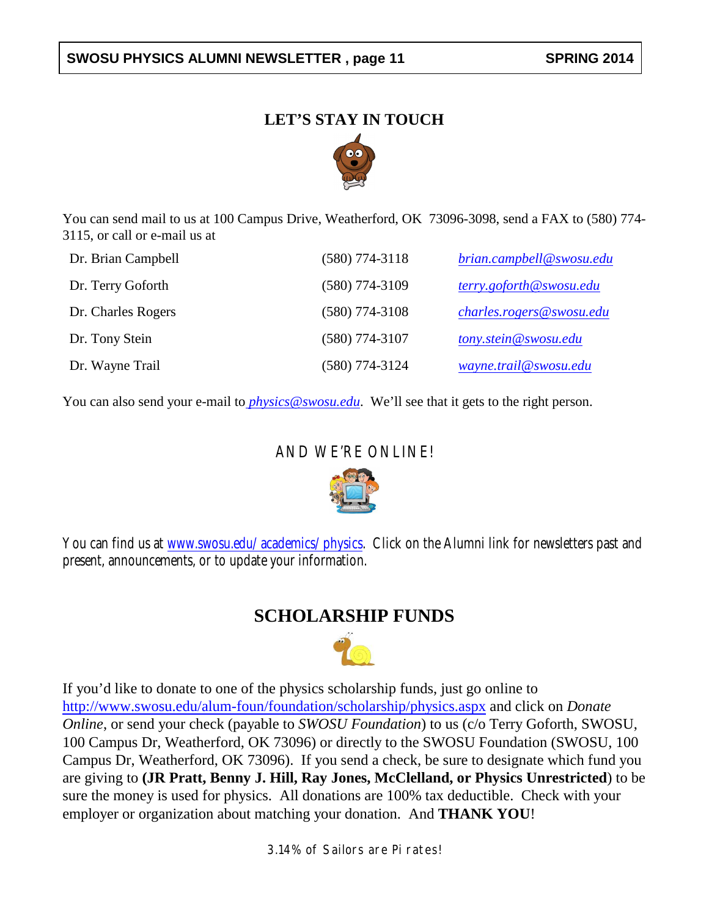## LET'S STAY IN TOUCH

You can send mail to us at 100 Campus Drive, Weatherford, OK 73096-3098, send a FAX to (580) 774-3115, or call or e-mail us at

| | | |
|---|---|---|
| Dr. Brian Campbell | (580) 774-3118 | *brian.campbell@swosu.edu* |
| Dr. Terry Goforth | (580) 774-3109 | *terry.goforth@swosu.edu* |
| Dr. Charles Rogers | (580) 774-3108 | *charles.rogers@swosu.edu* |
| Dr. Tony Stein | (580) 774-3107 | *tony.stein@swosu.edu* |
| Dr. Wayne Trail | (580) 774-3124 | *wayne.trail@swosu.edu* |

You can also send your e-mail to ***physics@swosu.edu***. We'll see that it gets to the right person.

## AND WE'RE ONLINE!

You can find us at www.swosu.edu/academics/physics. Click on the Alumni link for newsletters past and present, announcements, or to update your information.

## SCHOLARSHIP FUNDS

If you'd like to donate to one of the physics scholarship funds, just go online to http://www.swosu.edu/alum-foun/foundation/scholarship/physics.aspx and click on *Donate Online*, or send your check (payable to *SWOSU Foundation*) to us (c/o Terry Goforth, SWOSU, 100 Campus Dr, Weatherford, OK 73096) or directly to the SWOSU Foundation (SWOSU, 100 Campus Dr, Weatherford, OK 73096). If you send a check, be sure to designate which fund you are giving to **(JR Pratt, Benny J. Hill, Ray Jones, McClelland, or Physics Unrestricted**) to be sure the money is used for physics. All donations are 100% tax deductible. Check with your employer or organization about matching your donation. And **THANK YOU**!

3.14% of Sailors are Pi rates!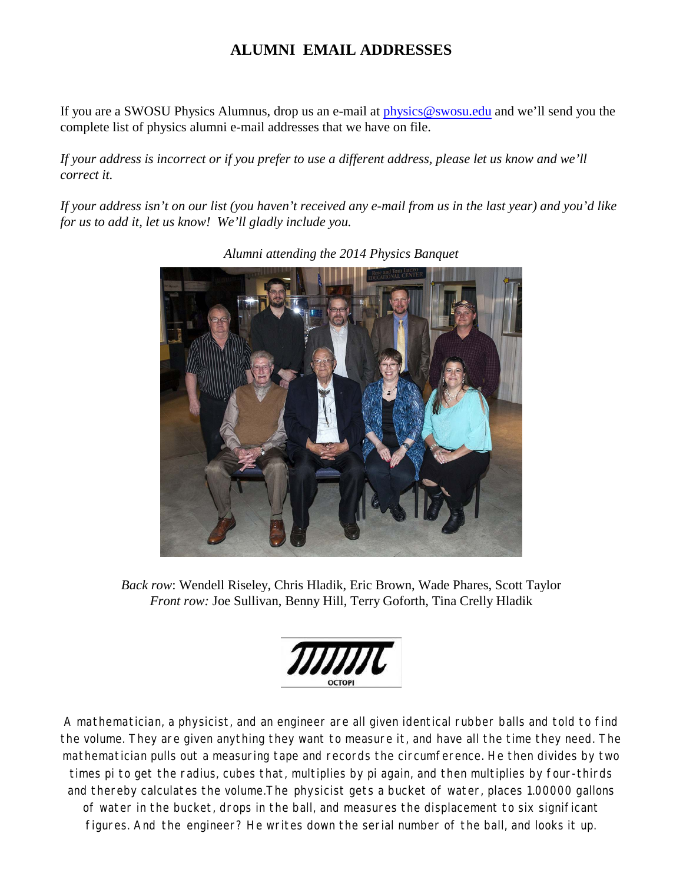## ALUMNI EMAIL ADDRESSES

If you are a SWOSU Physics Alumnus, drop us an e-mail at physics@swosu.edu and we'll send you the complete list of physics alumni e-mail addresses that we have on file.

*If your address is incorrect or if you prefer to use a different address, please let us know and we'll correct it.*

*If your address isn't on our list (you haven't received any e-mail from us in the last year) and you'd like for us to add it, let us know! We'll gladly include you.*

*Alumni attending the 2014 Physics Banquet*

*Back row*: Wendell Riseley, Chris Hladik, Eric Brown, Wade Phares, Scott Taylor
*Front row:* Joe Sullivan, Benny Hill, Terry Goforth, Tina Crelly Hladik

OCTOPI

A mathematician, a physicist, and an engineer are all given identical rubber balls and told to find the volume. They are given anything they want to measure it, and have all the time they need. The mathematician pulls out a measuring tape and records the circumference. He then divides by two times pi to get the radius, cubes that, multiplies by pi again, and then multiplies by four-thirds and thereby calculates the volume.The physicist gets a bucket of water, places 1.00000 gallons of water in the bucket, drops in the ball, and measures the displacement to six significant figures. And the engineer? He writes down the serial number of the ball, and looks it up.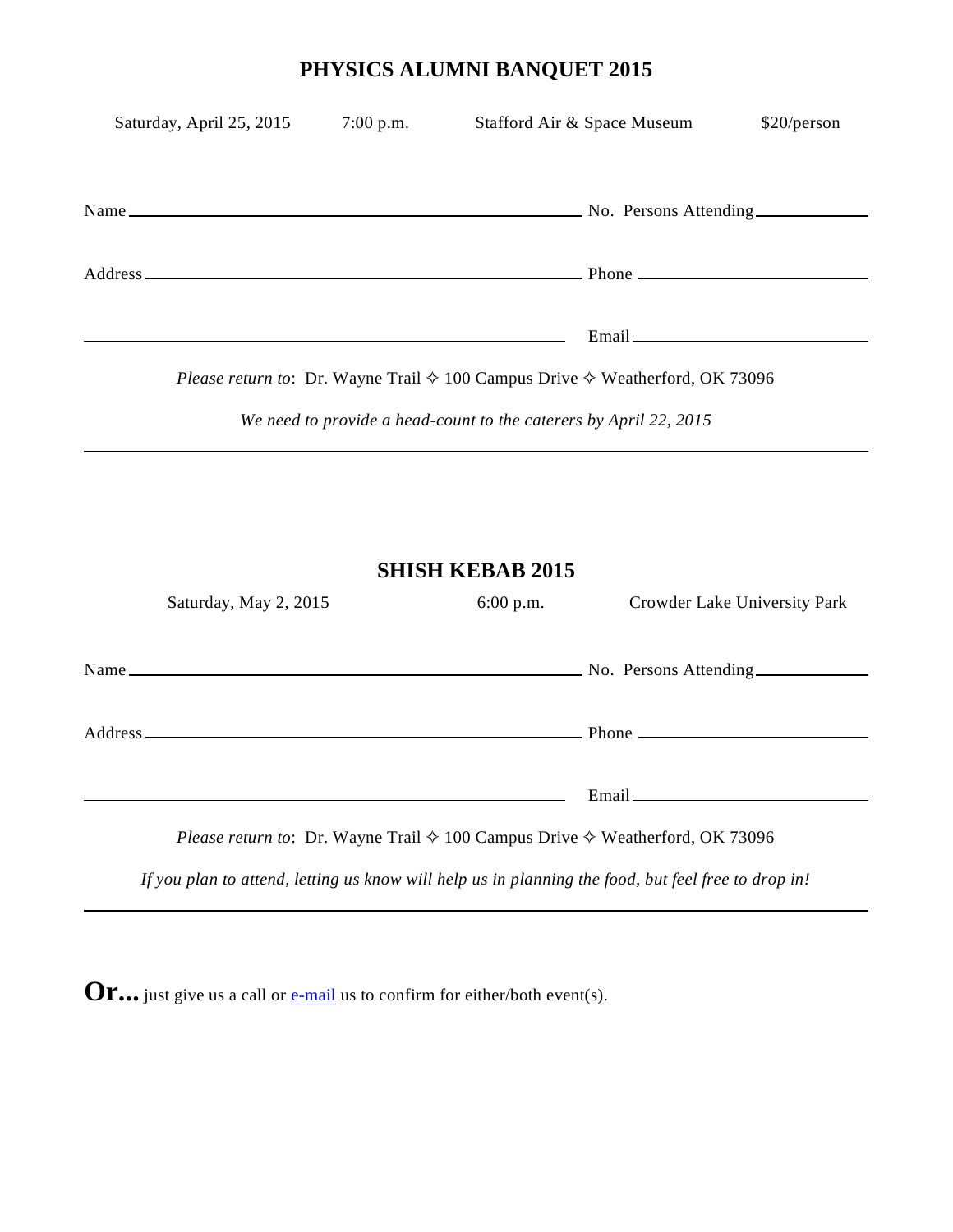## PHYSICS ALUMNI BANQUET 2015

Saturday, April 25, 2015 7:00 p.m. Stafford Air & Space Museum $20/person

Name ________________________________________ No. Persons Attending __________

Address ______________________________________ Phone ____________________

______________________________________________ Email ____________________

*Please return to*: Dr. Wayne Trail ✧ 100 Campus Drive ✧ Weatherford, OK 73096

*We need to provide a head-count to the caterers by April 22, 2015*

---

## SHISH KEBAB 2015

Saturday, May 2, 2015 6:00 p.m. Crowder Lake University Park

Name ________________________________________ No. Persons Attending __________

Address ______________________________________ Phone ____________________

______________________________________________ Email ____________________

*Please return to*: Dr. Wayne Trail ✧ 100 Campus Drive ✧ Weatherford, OK 73096

*If you plan to attend, letting us know will help us in planning the food, but feel free to drop in!*

---

**Or...** just give us a call or e-mail us to confirm for either/both event(s).